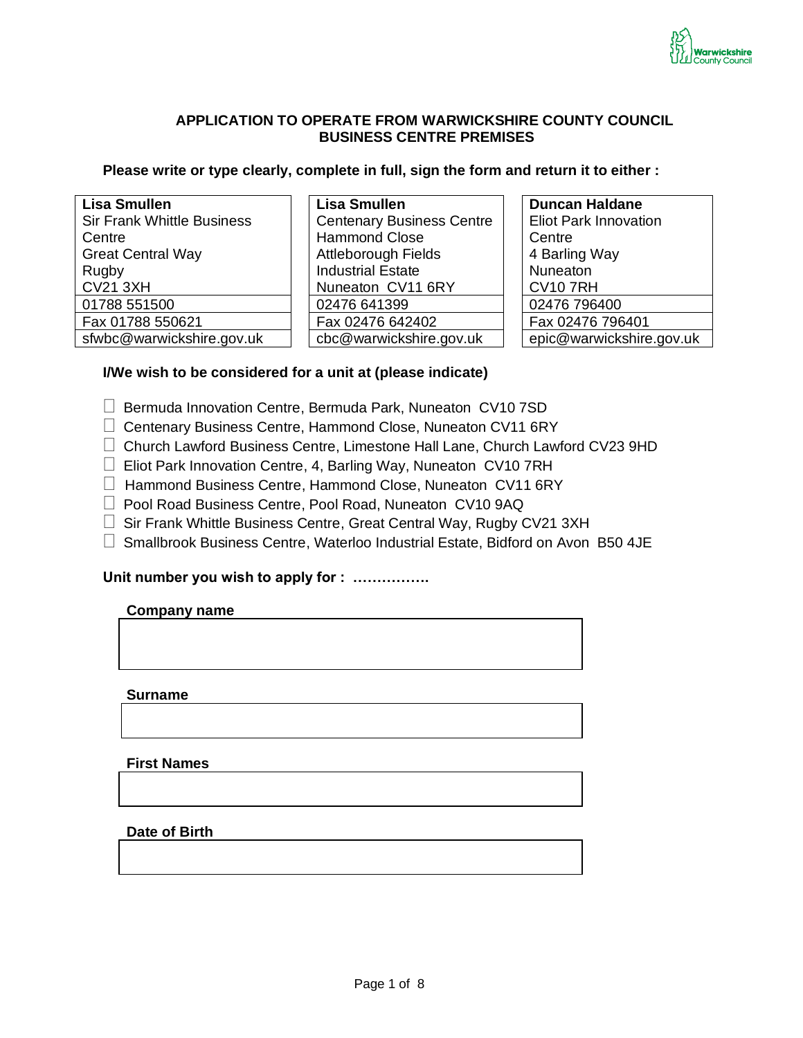# APPLICATION TO OPERATE FROM WARWICKSHIRE COUNTY COUNCIL BUSINESS CENTRE PREMISES

**Please write or type clearly, complete in full, sign the form and return it to either :**

| **Lisa Smullen** | **Lisa Smullen** | **Duncan Haldane** |
|---|---|---|
| Sir Frank Whittle Business Centre<br>Great Central Way<br>Rugby<br>CV21 3XH | Centenary Business Centre<br>Hammond Close<br>Attleborough Fields<br>Industrial Estate<br>Nuneaton CV11 6RY | Eliot Park Innovation Centre<br>4 Barling Way<br>Nuneaton<br>CV10 7RH |
| 01788 551500 | 02476 641399 | 02476 796400 |
| Fax 01788 550621 | Fax 02476 642402 | Fax 02476 796401 |
| sfwbc@warwickshire.gov.uk | cbc@warwickshire.gov.uk | epic@warwickshire.gov.uk |

**I/We wish to be considered for a unit at (please indicate)**

- ☐ Bermuda Innovation Centre, Bermuda Park, Nuneaton CV10 7SD
- ☐ Centenary Business Centre, Hammond Close, Nuneaton CV11 6RY
- ☐ Church Lawford Business Centre, Limestone Hall Lane, Church Lawford CV23 9HD
- ☐ Eliot Park Innovation Centre, 4, Barling Way, Nuneaton CV10 7RH
- ☐ Hammond Business Centre, Hammond Close, Nuneaton CV11 6RY
- ☐ Pool Road Business Centre, Pool Road, Nuneaton CV10 9AQ
- ☐ Sir Frank Whittle Business Centre, Great Central Way, Rugby CV21 3XH
- ☐ Smallbrook Business Centre, Waterloo Industrial Estate, Bidford on Avon B50 4JE

**Unit number you wish to apply for : …………….**

**Company name**

**Surname**

**First Names**

**Date of Birth**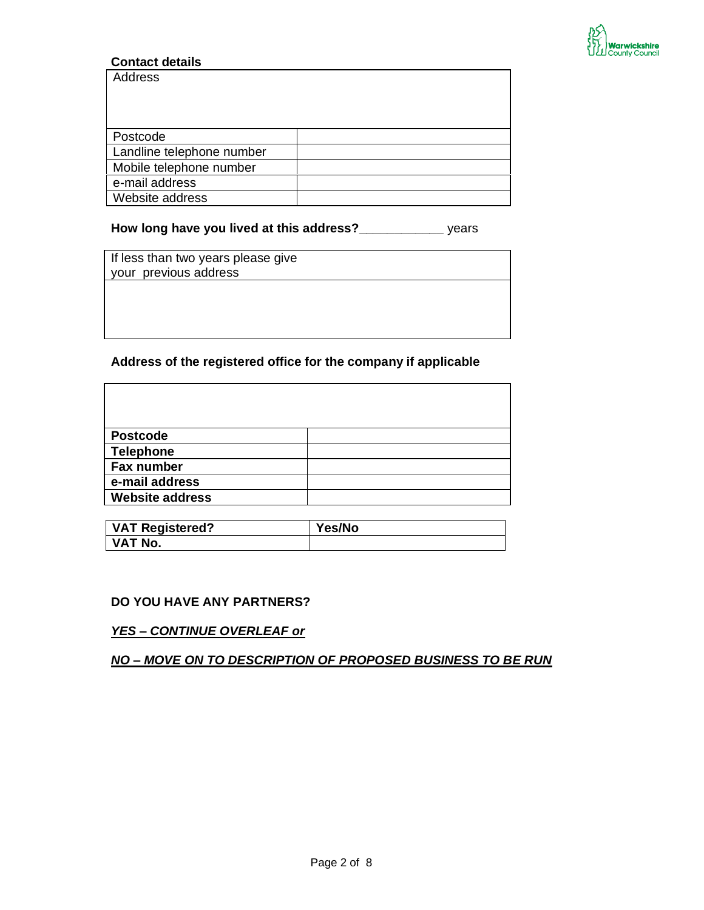**Contact details**

| | |
|---|---|
| Address | |
| Postcode | |
| Landline telephone number | |
| Mobile telephone number | |
| e-mail address | |
| Website address | |

**How long have you lived at this address?**\_\_\_\_\_\_\_\_\_\_\_\_ years

| |
|---|
| If less than two years please give your previous address |
| |

**Address of the registered office for the company if applicable**

| | |
|---|---|
| | |
| **Postcode** | |
| **Telephone** | |
| **Fax number** | |
| **e-mail address** | |
| **Website address** | |

| | |
|---|---|
| **VAT Registered?** | **Yes/No** |
| **VAT No.** | |

**DO YOU HAVE ANY PARTNERS?**

***YES – CONTINUE OVERLEAF or***

***NO – MOVE ON TO DESCRIPTION OF PROPOSED BUSINESS TO BE RUN***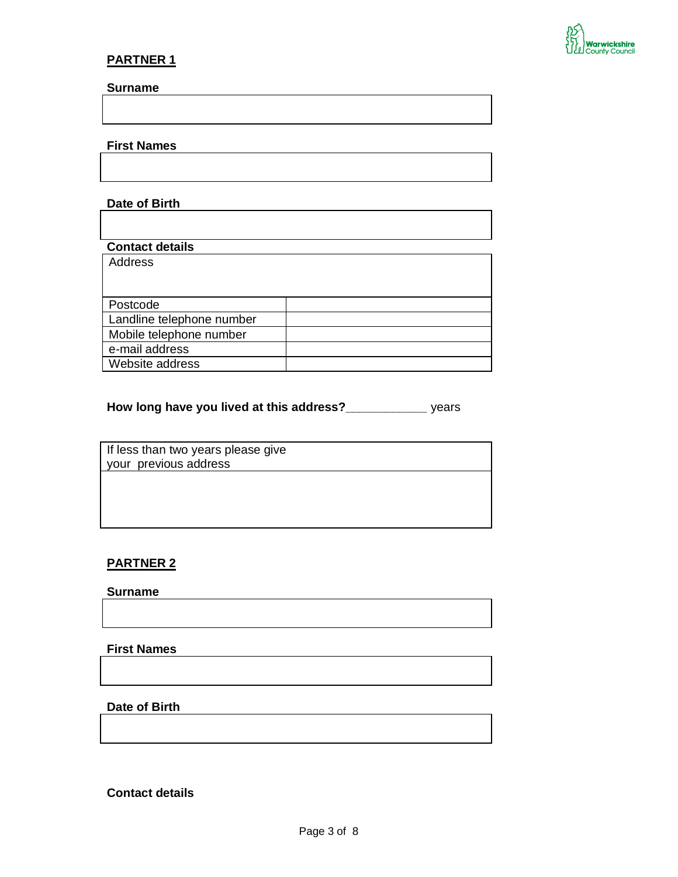## PARTNER 1

**Surname**

| |
|---|
| |

**First Names**

| |
|---|
| |

**Date of Birth**

| |
|---|
| |

**Contact details**

| | |
|---|---|
| Address | |
| Postcode | |
| Landline telephone number | |
| Mobile telephone number | |
| e-mail address | |
| Website address | |

**How long have you lived at this address?**____________ years

| |
|---|
| If less than two years please give your previous address |
| |

## PARTNER 2

**Surname**

| |
|---|
| |

**First Names**

| |
|---|
| |

**Date of Birth**

| |
|---|
| |

**Contact details**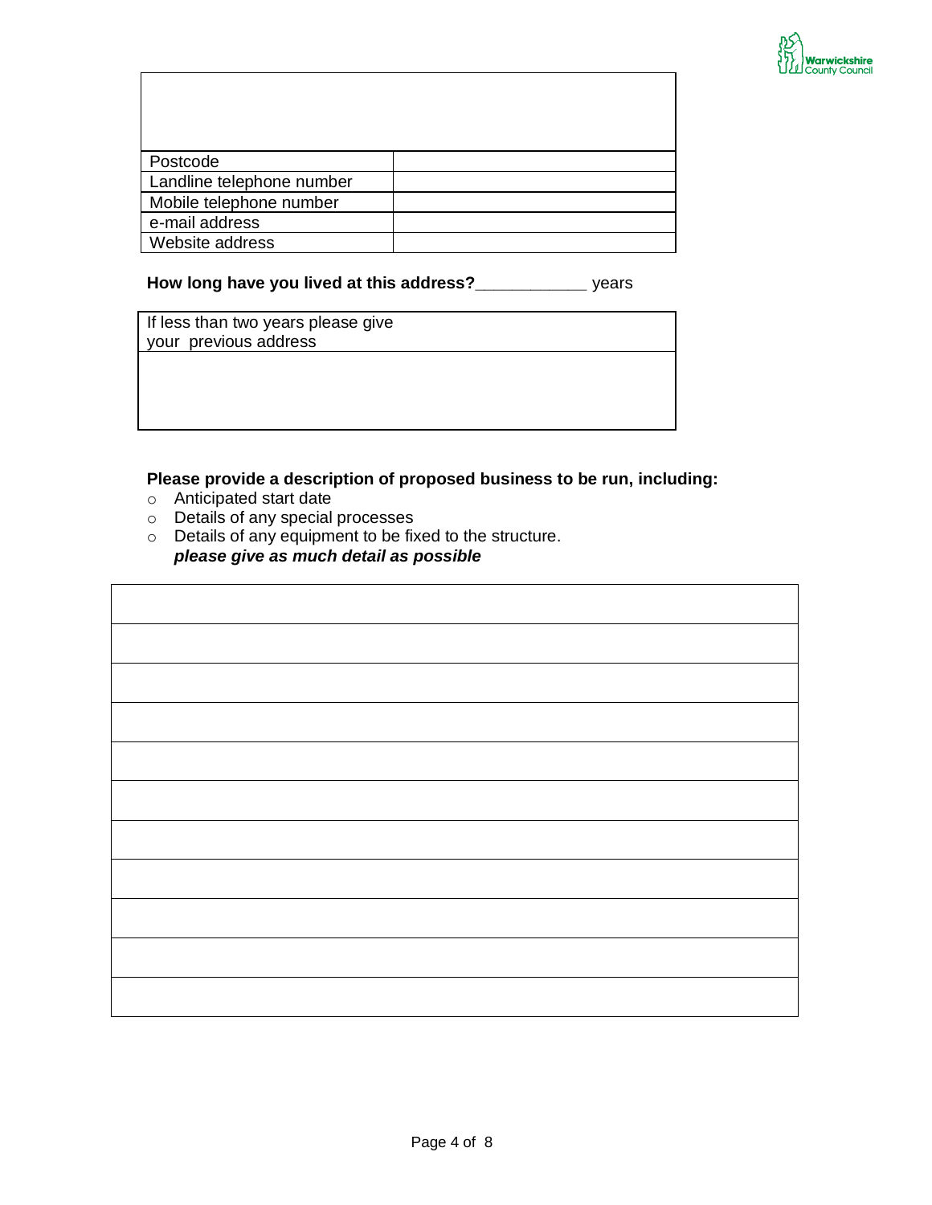| | |
|---|---|
| | |
| Postcode | |
| Landline telephone number | |
| Mobile telephone number | |
| e-mail address | |
| Website address | |

**How long have you lived at this address?**____________ years

| If less than two years please give your previous address |
|---|
| |

**Please provide a description of proposed business to be run, including:**

- Anticipated start date
- Details of any special processes
- Details of any equipment to be fixed to the structure.
  ***please give as much detail as possible***

| |
|---|
| |
| |
| |
| |
| |
| |
| |
| |
| |
| |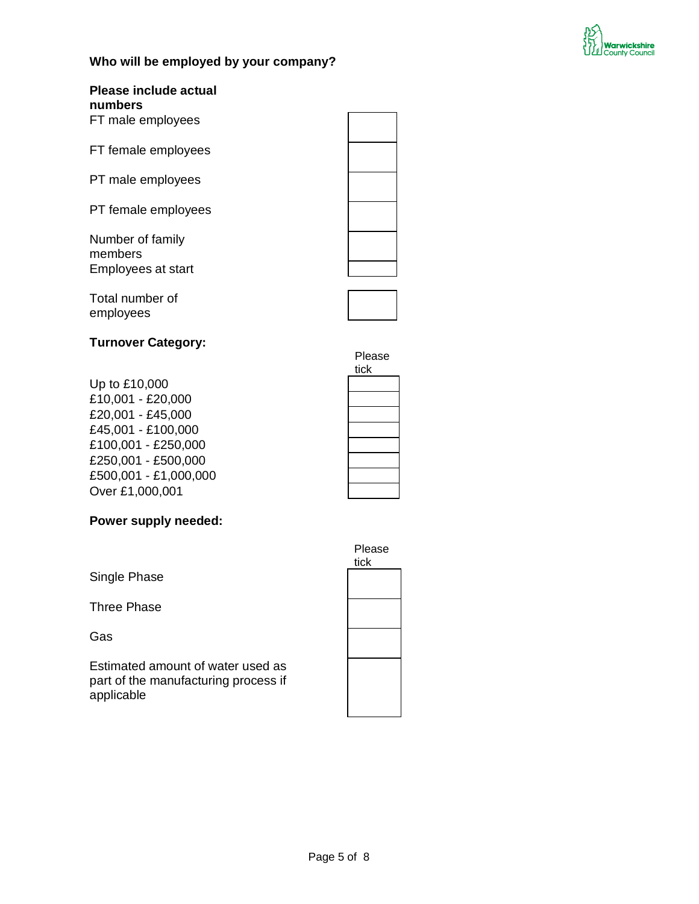**Who will be employed by your company?**

**Please include actual numbers**

| | |
|---|---|
| FT male employees | |
| FT female employees | |
| PT male employees | |
| PT female employees | |
| Number of family members | |
| Employees at start | |

| | |
|---|---|
| Total number of employees | |

**Turnover Category:**

| | Please tick |
|---|---|
| Up to £10,000 | |
| £10,001 - £20,000 | |
| £20,001 - £45,000 | |
| £45,001 - £100,000 | |
| £100,001 - £250,000 | |
| £250,001 - £500,000 | |
| £500,001 - £1,000,000 | |
| Over £1,000,001 | |

**Power supply needed:**

| | Please tick |
|---|---|
| Single Phase | |
| Three Phase | |
| Gas | |
| Estimated amount of water used as part of the manufacturing process if applicable | |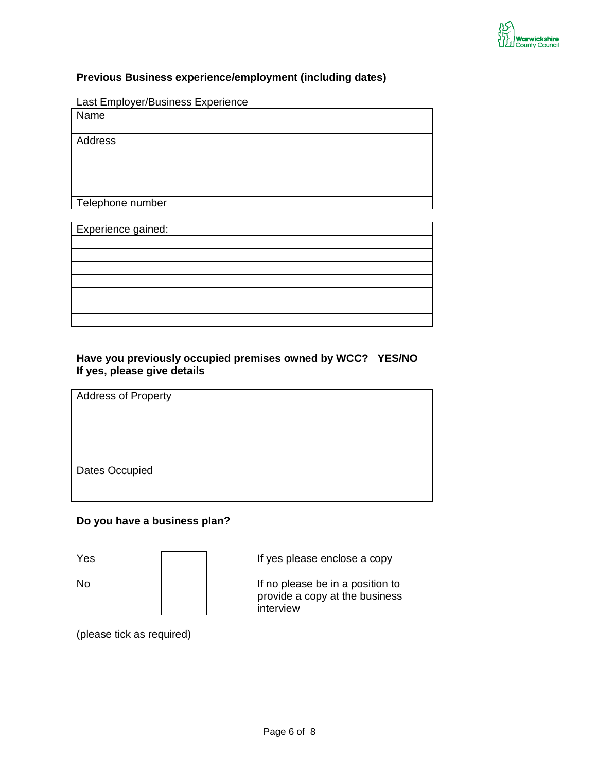**Previous Business experience/employment (including dates)**

Last Employer/Business Experience

| |
|---|
| Name |
| Address |
| Telephone number |

| |
|---|
| Experience gained: |
| |
| |
| |
| |
| |
| |
| |

**Have you previously occupied premises owned by WCC? YES/NO**
**If yes, please give details**

| |
|---|
| Address of Property |
| Dates Occupied |

**Do you have a business plan?**

| | | |
|---|---|---|
| Yes | | If yes please enclose a copy |
| No | | If no please be in a position to provide a copy at the business interview |

(please tick as required)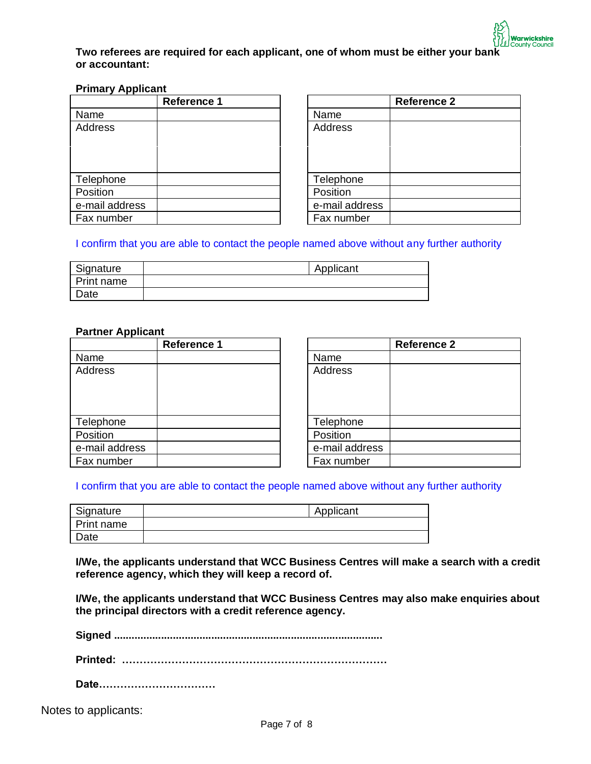**Two referees are required for each applicant, one of whom must be either your bank or accountant:**

**Primary Applicant**

| | Reference 1 |
|---|---|
| Name | |
| Address | |
| Telephone | |
| Position | |
| e-mail address | |
| Fax number | |

| | Reference 2 |
|---|---|
| Name | |
| Address | |
| Telephone | |
| Position | |
| e-mail address | |
| Fax number | |

I confirm that you are able to contact the people named above without any further authority

| | | |
|---|---|---|
| Signature | | Applicant |
| Print name | | |
| Date | | |

**Partner Applicant**

| | Reference 1 |
|---|---|
| Name | |
| Address | |
| Telephone | |
| Position | |
| e-mail address | |
| Fax number | |

| | Reference 2 |
|---|---|
| Name | |
| Address | |
| Telephone | |
| Position | |
| e-mail address | |
| Fax number | |

I confirm that you are able to contact the people named above without any further authority

| | | |
|---|---|---|
| Signature | | Applicant |
| Print name | | |
| Date | | |

**I/We, the applicants understand that WCC Business Centres will make a search with a credit reference agency, which they will keep a record of.**

**I/We, the applicants understand that WCC Business Centres may also make enquiries about the principal directors with a credit reference agency.**

**Signed ........................................................................................**

**Printed: …………………………………………………………………**

**Date……………………………**

Notes to applicants: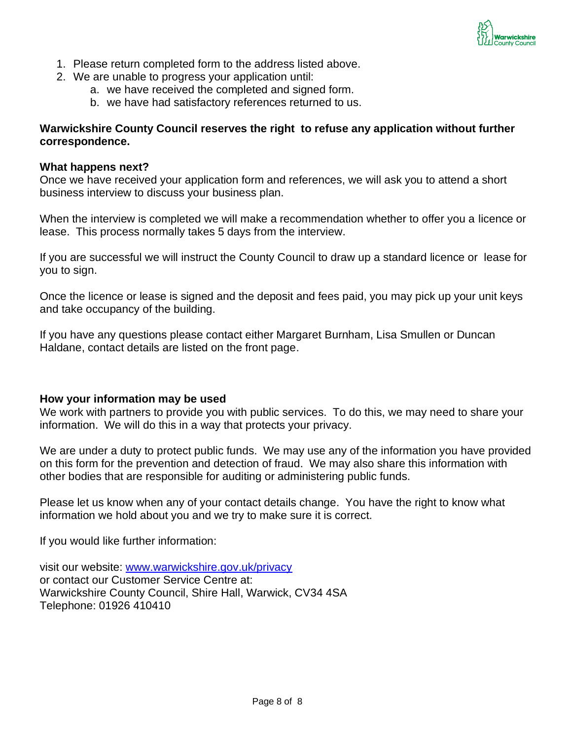1. Please return completed form to the address listed above.
2. We are unable to progress your application until:
    a. we have received the completed and signed form.
    b. we have had satisfactory references returned to us.

**Warwickshire County Council reserves the right to refuse any application without further correspondence.**

**What happens next?**

Once we have received your application form and references, we will ask you to attend a short business interview to discuss your business plan.

When the interview is completed we will make a recommendation whether to offer you a licence or lease. This process normally takes 5 days from the interview.

If you are successful we will instruct the County Council to draw up a standard licence or lease for you to sign.

Once the licence or lease is signed and the deposit and fees paid, you may pick up your unit keys and take occupancy of the building.

If you have any questions please contact either Margaret Burnham, Lisa Smullen or Duncan Haldane, contact details are listed on the front page.

**How your information may be used**

We work with partners to provide you with public services. To do this, we may need to share your information. We will do this in a way that protects your privacy.

We are under a duty to protect public funds. We may use any of the information you have provided on this form for the prevention and detection of fraud. We may also share this information with other bodies that are responsible for auditing or administering public funds.

Please let us know when any of your contact details change. You have the right to know what information we hold about you and we try to make sure it is correct.

If you would like further information:

visit our website: www.warwickshire.gov.uk/privacy
or contact our Customer Service Centre at:
Warwickshire County Council, Shire Hall, Warwick, CV34 4SA
Telephone: 01926 410410